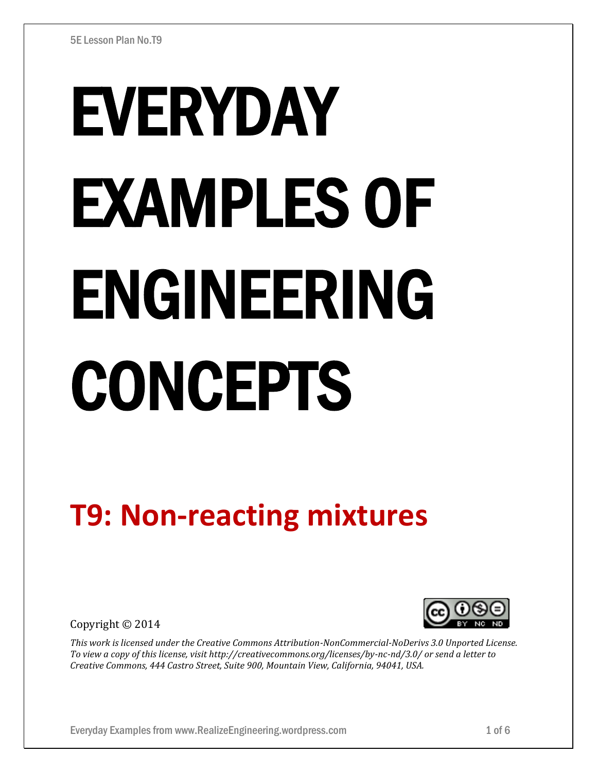# EVERYDAY EXAMPLES OF ENGINEERING CONCEPTS

## T9: Non-reacting mixtures

Copyright © 2014

*This work is licensed under the Creative Commons Attribution-NonCommercial-NoDerivs 3.0 Unported License. To view a copy of this license, visit http://creativecommons.org/licenses/by-nc-nd/3.0/ or send a letter to Creative Commons, 444 Castro Street, Suite 900, Mountain View, California, 94041, USA.*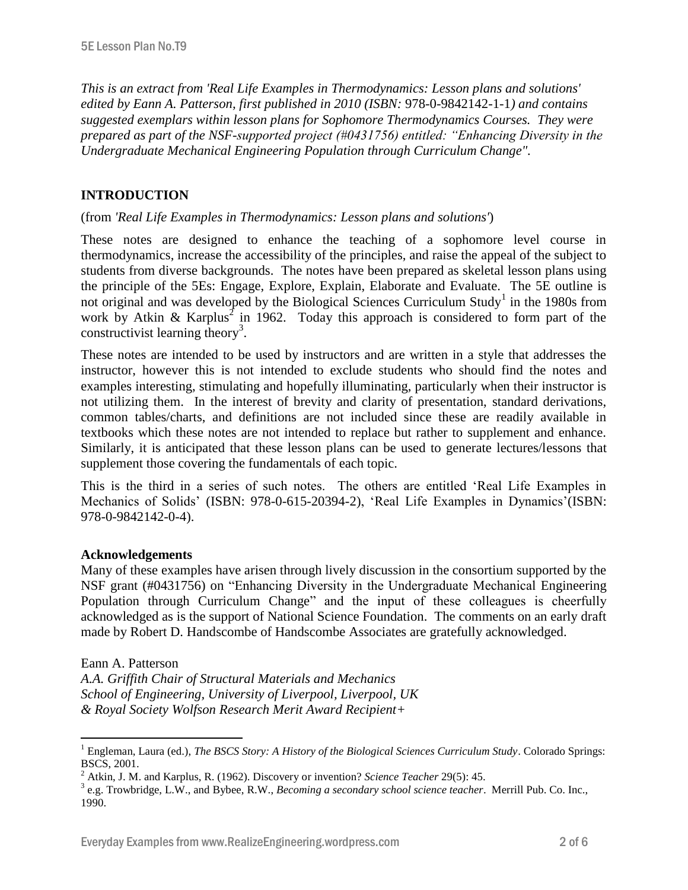*This is an extract from 'Real Life Examples in Thermodynamics: Lesson plans and solutions' edited by Eann A. Patterson, first published in 2010 (ISBN:* 978-0-9842142-1-1*) and contains suggested exemplars within lesson plans for Sophomore Thermodynamics Courses. They were prepared as part of the NSF-supported project (#0431756) entitled: "Enhancing Diversity in the Undergraduate Mechanical Engineering Population through Curriculum Change".*

## INTRODUCTION

(from *'Real Life Examples in Thermodynamics: Lesson plans and solutions'*)

These notes are designed to enhance the teaching of a sophomore level course in thermodynamics, increase the accessibility of the principles, and raise the appeal of the subject to students from diverse backgrounds. The notes have been prepared as skeletal lesson plans using the principle of the 5Es: Engage, Explore, Explain, Elaborate and Evaluate. The 5E outline is not original and was developed by the Biological Sciences Curriculum Study[1] in the 1980s from work by Atkin & Karplus[2] in 1962. Today this approach is considered to form part of the constructivist learning theory[3].

These notes are intended to be used by instructors and are written in a style that addresses the instructor, however this is not intended to exclude students who should find the notes and examples interesting, stimulating and hopefully illuminating, particularly when their instructor is not utilizing them. In the interest of brevity and clarity of presentation, standard derivations, common tables/charts, and definitions are not included since these are readily available in textbooks which these notes are not intended to replace but rather to supplement and enhance. Similarly, it is anticipated that these lesson plans can be used to generate lectures/lessons that supplement those covering the fundamentals of each topic.

This is the third in a series of such notes. The others are entitled 'Real Life Examples in Mechanics of Solids' (ISBN: 978-0-615-20394-2), 'Real Life Examples in Dynamics'(ISBN: 978-0-9842142-0-4).

**Acknowledgements**

Many of these examples have arisen through lively discussion in the consortium supported by the NSF grant (#0431756) on "Enhancing Diversity in the Undergraduate Mechanical Engineering Population through Curriculum Change" and the input of these colleagues is cheerfully acknowledged as is the support of National Science Foundation. The comments on an early draft made by Robert D. Handscombe of Handscombe Associates are gratefully acknowledged.

Eann A. Patterson
*A.A. Griffith Chair of Structural Materials and Mechanics*
*School of Engineering, University of Liverpool, Liverpool, UK*
*& Royal Society Wolfson Research Merit Award Recipient+*

---

[1] Engleman, Laura (ed.), *The BSCS Story: A History of the Biological Sciences Curriculum Study*. Colorado Springs: BSCS, 2001.

[2] Atkin, J. M. and Karplus, R. (1962). Discovery or invention? *Science Teacher* 29(5): 45.

[3] e.g. Trowbridge, L.W., and Bybee, R.W., *Becoming a secondary school science teacher*. Merrill Pub. Co. Inc., 1990.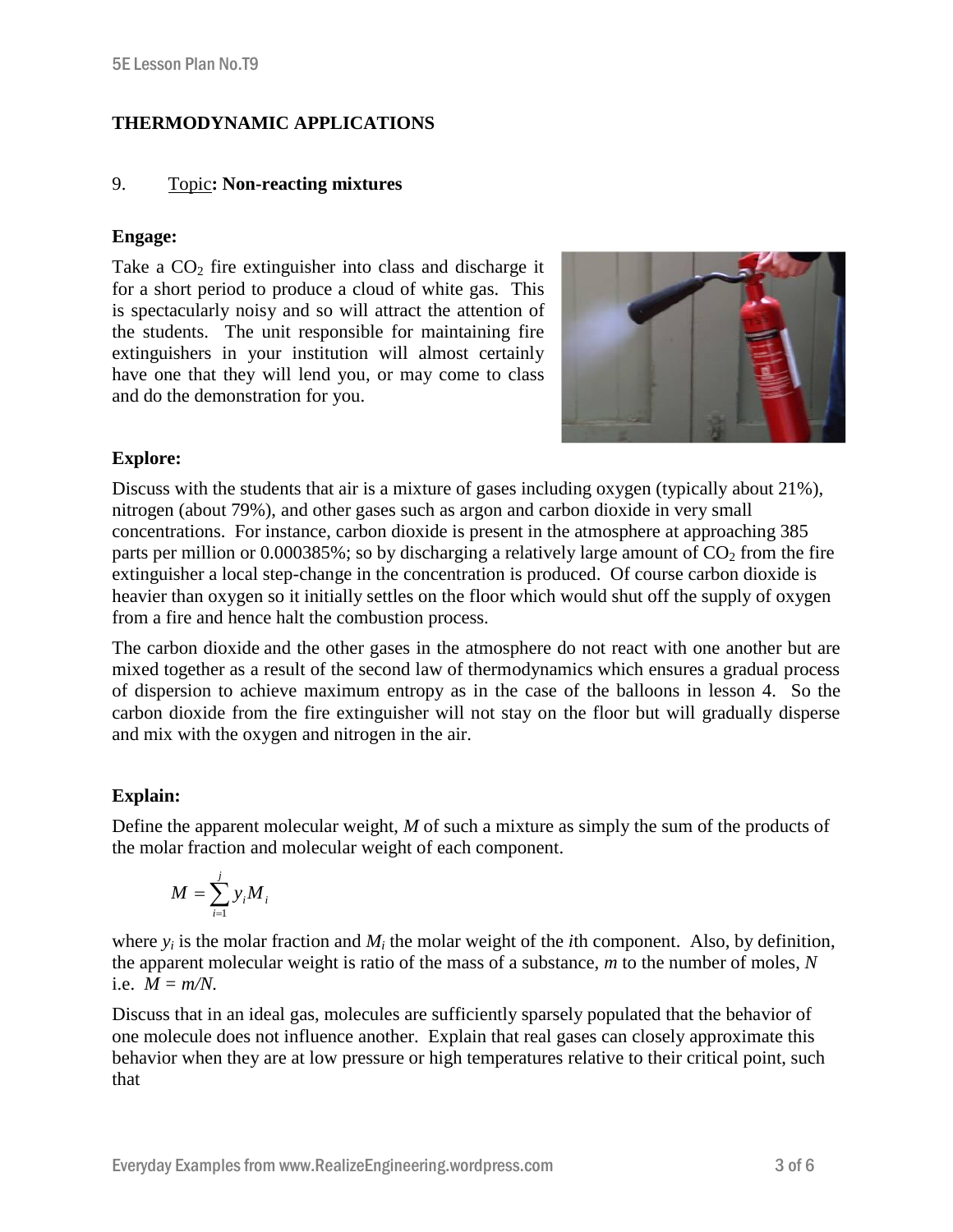**THERMODYNAMIC APPLICATIONS**

9. Topic**: Non-reacting mixtures**

**Engage:**

Take a $CO_2$ fire extinguisher into class and discharge it for a short period to produce a cloud of white gas. This is spectacularly noisy and so will attract the attention of the students. The unit responsible for maintaining fire extinguishers in your institution will almost certainly have one that they will lend you, or may come to class and do the demonstration for you.

**Explore:**

Discuss with the students that air is a mixture of gases including oxygen (typically about 21%), nitrogen (about 79%), and other gases such as argon and carbon dioxide in very small concentrations. For instance, carbon dioxide is present in the atmosphere at approaching 385 parts per million or 0.000385%; so by discharging a relatively large amount of $CO_2$ from the fire extinguisher a local step-change in the concentration is produced. Of course carbon dioxide is heavier than oxygen so it initially settles on the floor which would shut off the supply of oxygen from a fire and hence halt the combustion process.

The carbon dioxide and the other gases in the atmosphere do not react with one another but are mixed together as a result of the second law of thermodynamics which ensures a gradual process of dispersion to achieve maximum entropy as in the case of the balloons in lesson 4. So the carbon dioxide from the fire extinguisher will not stay on the floor but will gradually disperse and mix with the oxygen and nitrogen in the air.

**Explain:**

Define the apparent molecular weight, $M$ of such a mixture as simply the sum of the products of the molar fraction and molecular weight of each component.

$$M = \sum_{i=1}^{j} y_i M_i$$

where $y_i$ is the molar fraction and $M_i$ the molar weight of the $i$th component. Also, by definition, the apparent molecular weight is ratio of the mass of a substance, $m$ to the number of moles, $N$ i.e. $M = m/N$.

Discuss that in an ideal gas, molecules are sufficiently sparsely populated that the behavior of one molecule does not influence another. Explain that real gases can closely approximate this behavior when they are at low pressure or high temperatures relative to their critical point, such that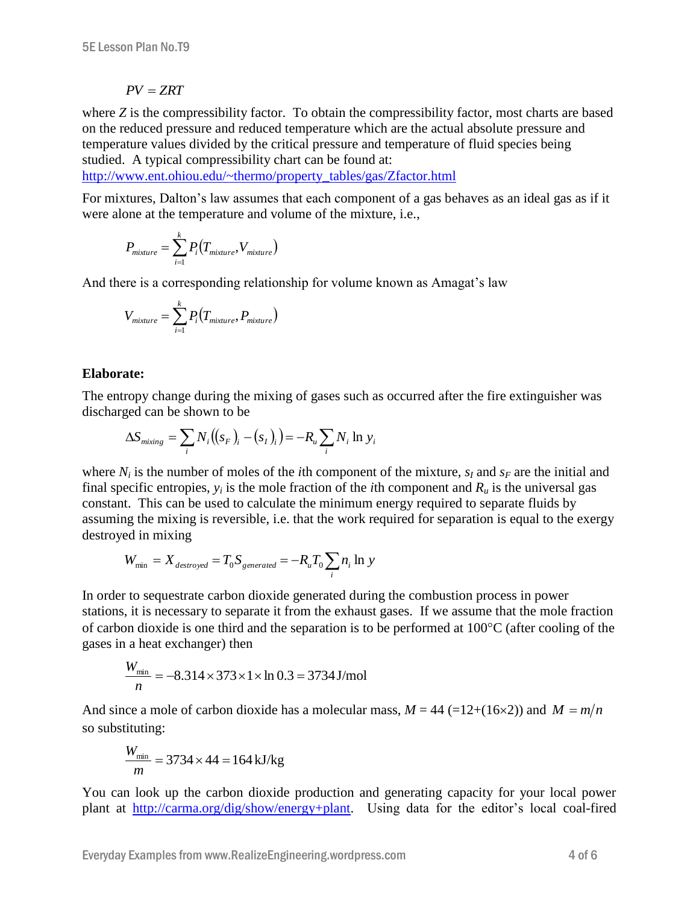$$PV = ZRT$$

where $Z$ is the compressibility factor. To obtain the compressibility factor, most charts are based on the reduced pressure and reduced temperature which are the actual absolute pressure and temperature values divided by the critical pressure and temperature of fluid species being studied. A typical compressibility chart can be found at: http://www.ent.ohiou.edu/~thermo/property_tables/gas/Zfactor.html

For mixtures, Dalton's law assumes that each component of a gas behaves as an ideal gas as if it were alone at the temperature and volume of the mixture, i.e.,

$$P_{mixture} = \sum_{i=1}^{k} P_i\left(T_{mixture}, V_{mixture}\right)$$

And there is a corresponding relationship for volume known as Amagat's law

$$V_{mixture} = \sum_{i=1}^{k} P_i\left(T_{mixture}, P_{mixture}\right)$$

**Elaborate:**

The entropy change during the mixing of gases such as occurred after the fire extinguisher was discharged can be shown to be

$$\Delta S_{mixing} = \sum_i N_i\left(\left(s_F\right)_i - \left(s_I\right)_i\right) = -R_u \sum_i N_i \ln y_i$$

where $N_i$ is the number of moles of the *i*th component of the mixture, $s_I$ and $s_F$ are the initial and final specific entropies, $y_i$ is the mole fraction of the *i*th component and $R_u$ is the universal gas constant. This can be used to calculate the minimum energy required to separate fluids by assuming the mixing is reversible, i.e. that the work required for separation is equal to the exergy destroyed in mixing

$$W_{\min} = X_{destroyed} = T_0 S_{generated} = -R_u T_0 \sum_i n_i \ln y$$

In order to sequestrate carbon dioxide generated during the combustion process in power stations, it is necessary to separate it from the exhaust gases. If we assume that the mole fraction of carbon dioxide is one third and the separation is to be performed at 100°C (after cooling of the gases in a heat exchanger) then

$$\frac{W_{\min}}{n} = -8.314 \times 373 \times 1 \times \ln 0.3 = 3734\,\text{J/mol}$$

And since a mole of carbon dioxide has a molecular mass, $M = 44$ (=12+(16×2)) and $M = m/n$ so substituting:

$$\frac{W_{\min}}{m} = 3734 \times 44 = 164\,\text{kJ/kg}$$

You can look up the carbon dioxide production and generating capacity for your local power plant at http://carma.org/dig/show/energy+plant. Using data for the editor's local coal-fired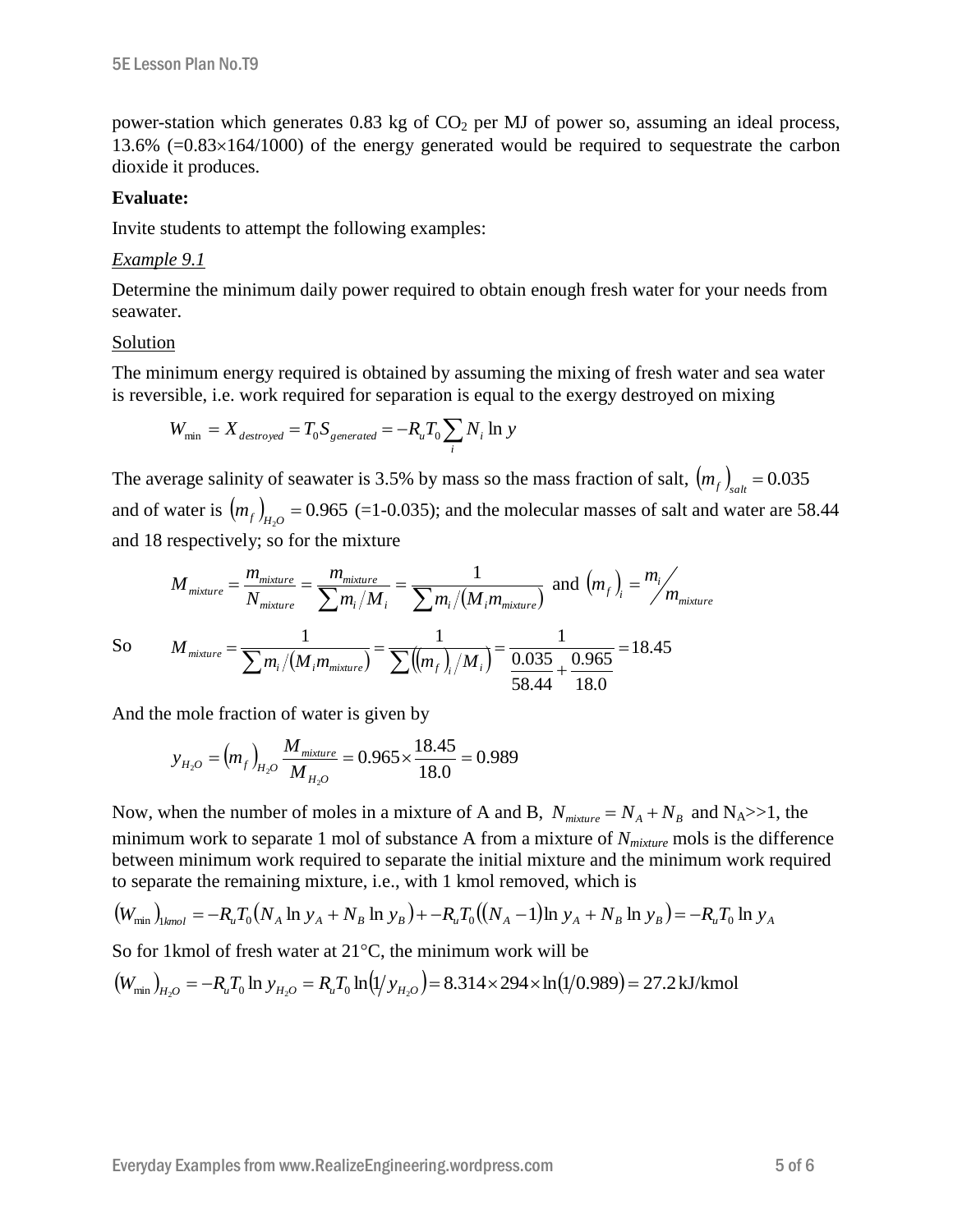power-station which generates 0.83 kg of $CO_2$ per MJ of power so, assuming an ideal process, 13.6% (=0.83×164/1000) of the energy generated would be required to sequestrate the carbon dioxide it produces.

**Evaluate:**

Invite students to attempt the following examples:

*Example 9.1*

Determine the minimum daily power required to obtain enough fresh water for your needs from seawater.

Solution

The minimum energy required is obtained by assuming the mixing of fresh water and sea water is reversible, i.e. work required for separation is equal to the exergy destroyed on mixing

$$W_{\min} = X_{destroyed} = T_0 S_{generated} = -R_u T_0 \sum_i N_i \ln y$$

The average salinity of seawater is 3.5% by mass so the mass fraction of salt, $(m_f)_{salt} = 0.035$ and of water is $(m_f)_{H_2O} = 0.965$ (=1-0.035); and the molecular masses of salt and water are 58.44 and 18 respectively; so for the mixture

$$M_{mixture} = \frac{m_{mixture}}{N_{mixture}} = \frac{m_{mixture}}{\sum m_i / M_i} = \frac{1}{\sum m_i / (M_i m_{mixture})} \text{ and } (m_f)_i = {m_i}/{m_{mixture}}$$

So $$M_{mixture} = \frac{1}{\sum m_i / (M_i m_{mixture})} = \frac{1}{\sum ((m_f)_i / M_i)} = \frac{1}{\frac{0.035}{58.44} + \frac{0.965}{18.0}} = 18.45$$

And the mole fraction of water is given by

$$y_{H_2O} = (m_f)_{H_2O} \frac{M_{mixture}}{M_{H_2O}} = 0.965 \times \frac{18.45}{18.0} = 0.989$$

Now, when the number of moles in a mixture of A and B, $N_{mixture} = N_A + N_B$ and $N_A >> 1$, the minimum work to separate 1 mol of substance A from a mixture of $N_{mixture}$ mols is the difference between minimum work required to separate the initial mixture and the minimum work required to separate the remaining mixture, i.e., with 1 kmol removed, which is

$$(W_{\min})_{1kmol} = -R_u T_0 (N_A \ln y_A + N_B \ln y_B) + -R_u T_0 ((N_A - 1)\ln y_A + N_B \ln y_B) = -R_u T_0 \ln y_A$$

So for 1kmol of fresh water at 21°C, the minimum work will be

$$(W_{\min})_{H_2O} = -R_u T_0 \ln y_{H_2O} = R_u T_0 \ln(1/y_{H_2O}) = 8.314 \times 294 \times \ln(1/0.989) = 27.2 \text{ kJ/kmol}$$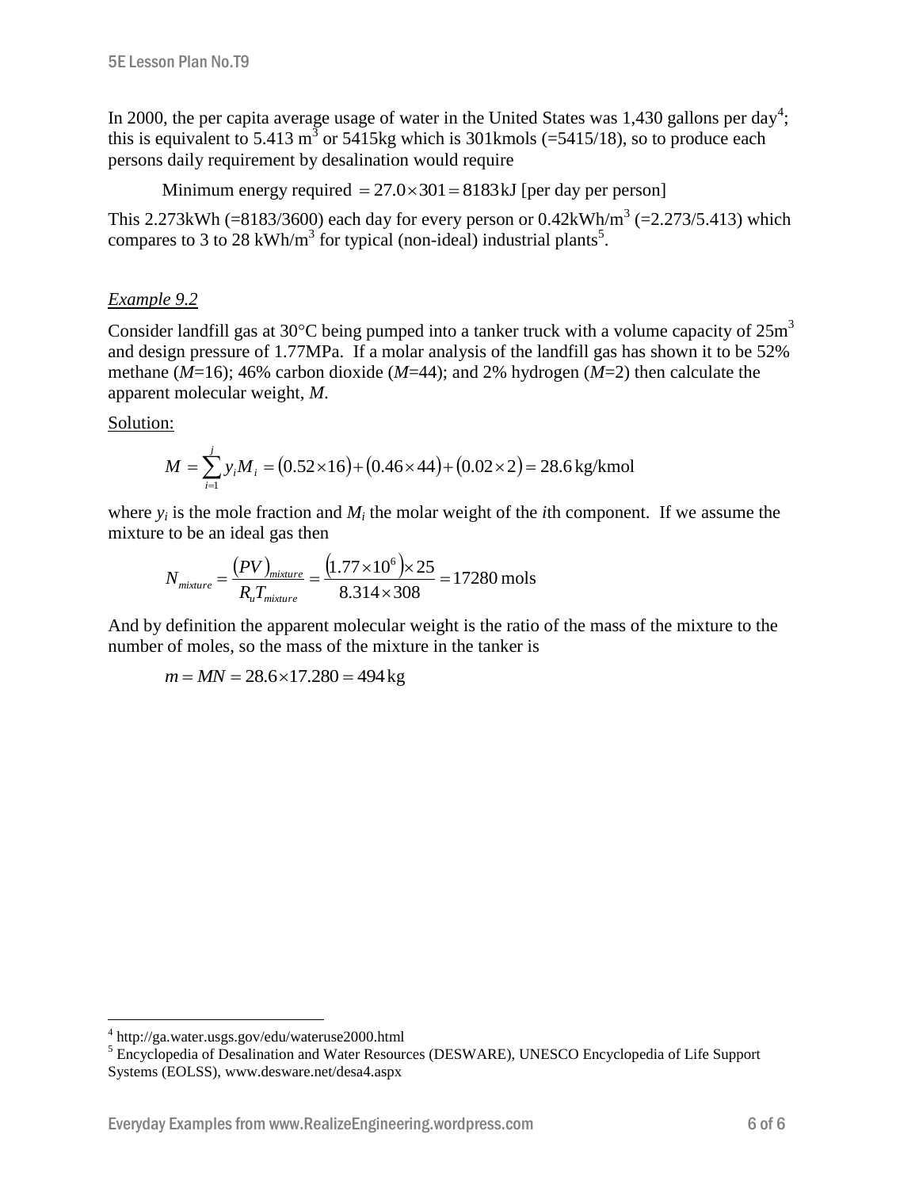In 2000, the per capita average usage of water in the United States was 1,430 gallons per day[4]; this is equivalent to 5.413 $m^3$ or 5415kg which is 301kmols (=5415/18), so to produce each persons daily requirement by desalination would require

$$\text{Minimum energy required } = 27.0 \times 301 = 8183\,\text{kJ [per day per person]}$$

This 2.273kWh (=8183/3600) each day for every person or 0.42kWh/$m^3$ (=2.273/5.413) which compares to 3 to 28 kWh/$m^3$ for typical (non-ideal) industrial plants[5].

*Example 9.2*

Consider landfill gas at 30°C being pumped into a tanker truck with a volume capacity of 25$m^3$ and design pressure of 1.77MPa. If a molar analysis of the landfill gas has shown it to be 52% methane ($M$=16); 46% carbon dioxide ($M$=44); and 2% hydrogen ($M$=2) then calculate the apparent molecular weight, $M$.

Solution:

$$M = \sum_{i=1}^{j} y_i M_i = (0.52 \times 16) + (0.46 \times 44) + (0.02 \times 2) = 28.6\,\text{kg/kmol}$$

where $y_i$ is the mole fraction and $M_i$ the molar weight of the $i$th component. If we assume the mixture to be an ideal gas then

$$N_{mixture} = \frac{(PV)_{mixture}}{R_u T_{mixture}} = \frac{(1.77 \times 10^6) \times 25}{8.314 \times 308} = 17280\,\text{mols}$$

And by definition the apparent molecular weight is the ratio of the mass of the mixture to the number of moles, so the mass of the mixture in the tanker is

$$m = MN = 28.6 \times 17.280 = 494\,\text{kg}$$

---

[4] http://ga.water.usgs.gov/edu/wateruse2000.html

[5] Encyclopedia of Desalination and Water Resources (DESWARE), UNESCO Encyclopedia of Life Support Systems (EOLSS), www.desware.net/desa4.aspx